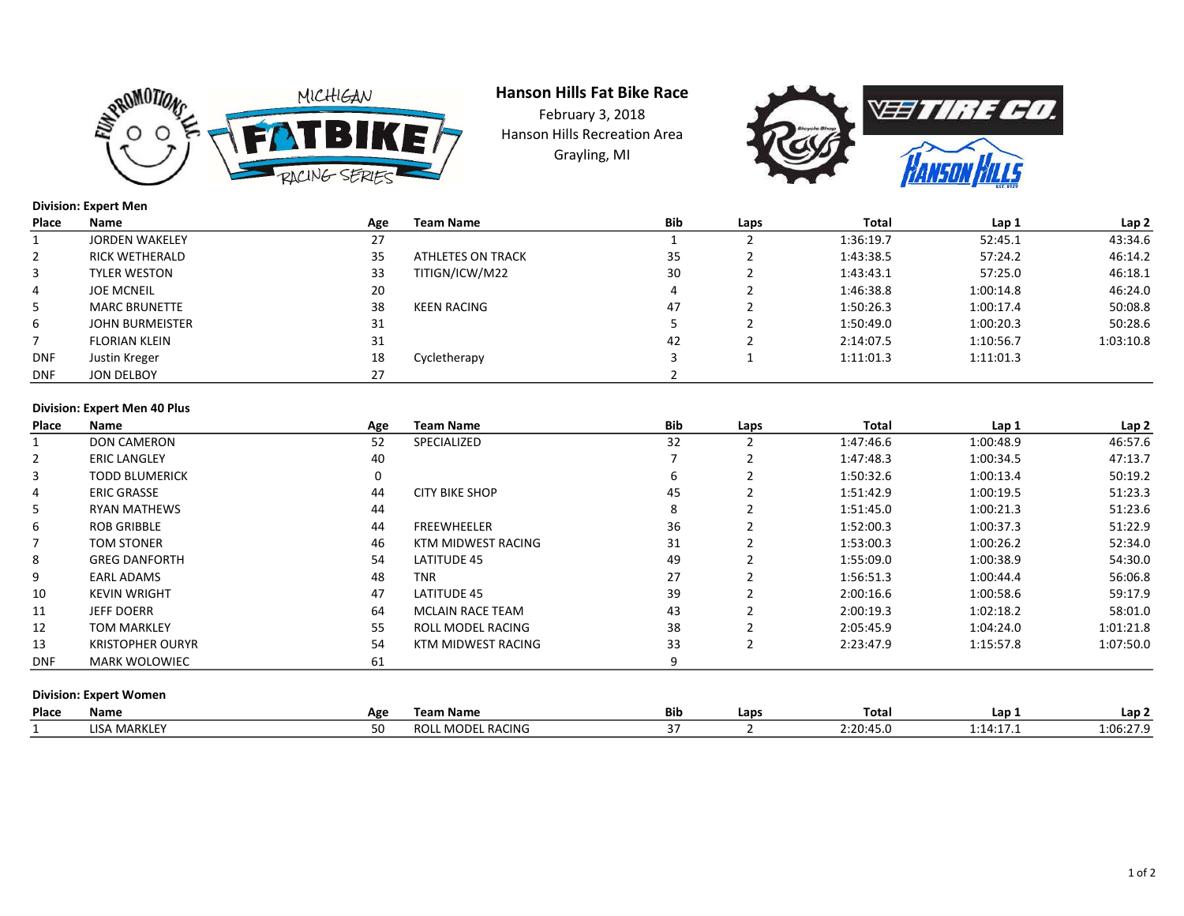# Hanson Hills Fat Bike Race

February 3, 2018

Hanson Hills Recreation Area

Grayling, MI

**Division: Expert Men**

| Place | Name | Age | Team Name | Bib | Laps | Total | Lap 1 | Lap 2 |
|---|---|---|---|---|---|---|---|---|
| 1 | JORDEN WAKELEY | 27 | | 1 | 2 | 1:36:19.7 | 52:45.1 | 43:34.6 |
| 2 | RICK WETHERALD | 35 | ATHLETES ON TRACK | 35 | 2 | 1:43:38.5 | 57:24.2 | 46:14.2 |
| 3 | TYLER WESTON | 33 | TITIGN/ICW/M22 | 30 | 2 | 1:43:43.1 | 57:25.0 | 46:18.1 |
| 4 | JOE MCNEIL | 20 | | 4 | 2 | 1:46:38.8 | 1:00:14.8 | 46:24.0 |
| 5 | MARC BRUNETTE | 38 | KEEN RACING | 47 | 2 | 1:50:26.3 | 1:00:17.4 | 50:08.8 |
| 6 | JOHN BURMEISTER | 31 | | 5 | 2 | 1:50:49.0 | 1:00:20.3 | 50:28.6 |
| 7 | FLORIAN KLEIN | 31 | | 42 | 2 | 2:14:07.5 | 1:10:56.7 | 1:03:10.8 |
| DNF | Justin Kreger | 18 | Cycletherapy | 3 | 1 | 1:11:01.3 | 1:11:01.3 | |
| DNF | JON DELBOY | 27 | | 2 | | | | |

**Division: Expert Men 40 Plus**

| Place | Name | Age | Team Name | Bib | Laps | Total | Lap 1 | Lap 2 |
|---|---|---|---|---|---|---|---|---|
| 1 | DON CAMERON | 52 | SPECIALIZED | 32 | 2 | 1:47:46.6 | 1:00:48.9 | 46:57.6 |
| 2 | ERIC LANGLEY | 40 | | 7 | 2 | 1:47:48.3 | 1:00:34.5 | 47:13.7 |
| 3 | TODD BLUMERICK | 0 | | 6 | 2 | 1:50:32.6 | 1:00:13.4 | 50:19.2 |
| 4 | ERIC GRASSE | 44 | CITY BIKE SHOP | 45 | 2 | 1:51:42.9 | 1:00:19.5 | 51:23.3 |
| 5 | RYAN MATHEWS | 44 | | 8 | 2 | 1:51:45.0 | 1:00:21.3 | 51:23.6 |
| 6 | ROB GRIBBLE | 44 | FREEWHEELER | 36 | 2 | 1:52:00.3 | 1:00:37.3 | 51:22.9 |
| 7 | TOM STONER | 46 | KTM MIDWEST RACING | 31 | 2 | 1:53:00.3 | 1:00:26.2 | 52:34.0 |
| 8 | GREG DANFORTH | 54 | LATITUDE 45 | 49 | 2 | 1:55:09.0 | 1:00:38.9 | 54:30.0 |
| 9 | EARL ADAMS | 48 | TNR | 27 | 2 | 1:56:51.3 | 1:00:44.4 | 56:06.8 |
| 10 | KEVIN WRIGHT | 47 | LATITUDE 45 | 39 | 2 | 2:00:16.6 | 1:00:58.6 | 59:17.9 |
| 11 | JEFF DOERR | 64 | MCLAIN RACE TEAM | 43 | 2 | 2:00:19.3 | 1:02:18.2 | 58:01.0 |
| 12 | TOM MARKLEY | 55 | ROLL MODEL RACING | 38 | 2 | 2:05:45.9 | 1:04:24.0 | 1:01:21.8 |
| 13 | KRISTOPHER OURYR | 54 | KTM MIDWEST RACING | 33 | 2 | 2:23:47.9 | 1:15:57.8 | 1:07:50.0 |
| DNF | MARK WOLOWIEC | 61 | | 9 | | | | |

**Division: Expert Women**

| Place | Name | Age | Team Name | Bib | Laps | Total | Lap 1 | Lap 2 |
|---|---|---|---|---|---|---|---|---|
| 1 | LISA MARKLEY | 50 | ROLL MODEL RACING | 37 | 2 | 2:20:45.0 | 1:14:17.1 | 1:06:27.9 |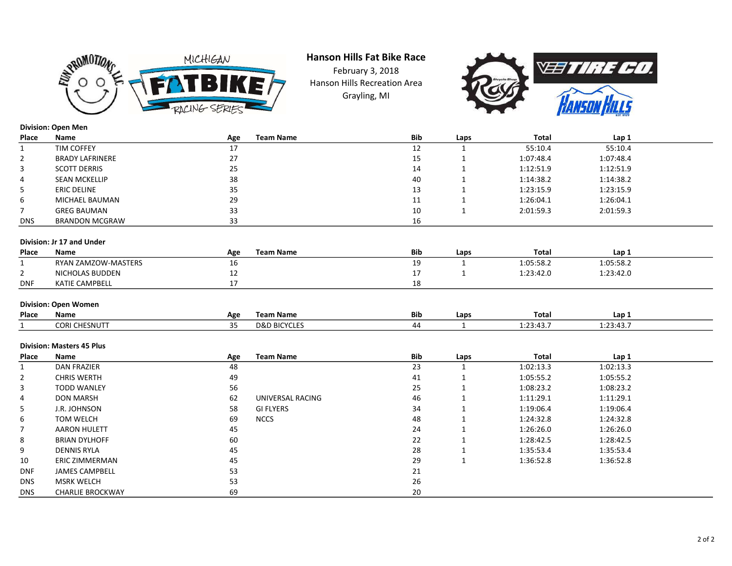# Hanson Hills Fat Bike Race

February 3, 2018
Hanson Hills Recreation Area
Grayling, MI

**Division: Open Men**

| Place | Name | Age | Team Name | Bib | Laps | Total | Lap 1 |
|---|---|---|---|---|---|---|---|
| 1 | TIM COFFEY | 17 | | 12 | 1 | 55:10.4 | 55:10.4 |
| 2 | BRADY LAFRINERE | 27 | | 15 | 1 | 1:07:48.4 | 1:07:48.4 |
| 3 | SCOTT DERRIS | 25 | | 14 | 1 | 1:12:51.9 | 1:12:51.9 |
| 4 | SEAN MCKELLIP | 38 | | 40 | 1 | 1:14:38.2 | 1:14:38.2 |
| 5 | ERIC DELINE | 35 | | 13 | 1 | 1:23:15.9 | 1:23:15.9 |
| 6 | MICHAEL BAUMAN | 29 | | 11 | 1 | 1:26:04.1 | 1:26:04.1 |
| 7 | GREG BAUMAN | 33 | | 10 | 1 | 2:01:59.3 | 2:01:59.3 |
| DNS | BRANDON MCGRAW | 33 | | 16 | | | |

**Division: Jr 17 and Under**

| Place | Name | Age | Team Name | Bib | Laps | Total | Lap 1 |
|---|---|---|---|---|---|---|---|
| 1 | RYAN ZAMZOW-MASTERS | 16 | | 19 | 1 | 1:05:58.2 | 1:05:58.2 |
| 2 | NICHOLAS BUDDEN | 12 | | 17 | 1 | 1:23:42.0 | 1:23:42.0 |
| DNF | KATIE CAMPBELL | 17 | | 18 | | | |

**Division: Open Women**

| Place | Name | Age | Team Name | Bib | Laps | Total | Lap 1 |
|---|---|---|---|---|---|---|---|
| 1 | CORI CHESNUTT | 35 | D&D BICYCLES | 44 | 1 | 1:23:43.7 | 1:23:43.7 |

**Division: Masters 45 Plus**

| Place | Name | Age | Team Name | Bib | Laps | Total | Lap 1 |
|---|---|---|---|---|---|---|---|
| 1 | DAN FRAZIER | 48 | | 23 | 1 | 1:02:13.3 | 1:02:13.3 |
| 2 | CHRIS WERTH | 49 | | 41 | 1 | 1:05:55.2 | 1:05:55.2 |
| 3 | TODD WANLEY | 56 | | 25 | 1 | 1:08:23.2 | 1:08:23.2 |
| 4 | DON MARSH | 62 | UNIVERSAL RACING | 46 | 1 | 1:11:29.1 | 1:11:29.1 |
| 5 | J.R. JOHNSON | 58 | GI FLYERS | 34 | 1 | 1:19:06.4 | 1:19:06.4 |
| 6 | TOM WELCH | 69 | NCCS | 48 | 1 | 1:24:32.8 | 1:24:32.8 |
| 7 | AARON HULETT | 45 | | 24 | 1 | 1:26:26.0 | 1:26:26.0 |
| 8 | BRIAN DYLHOFF | 60 | | 22 | 1 | 1:28:42.5 | 1:28:42.5 |
| 9 | DENNIS RYLA | 45 | | 28 | 1 | 1:35:53.4 | 1:35:53.4 |
| 10 | ERIC ZIMMERMAN | 45 | | 29 | 1 | 1:36:52.8 | 1:36:52.8 |
| DNF | JAMES CAMPBELL | 53 | | 21 | | | |
| DNS | MSRK WELCH | 53 | | 26 | | | |
| DNS | CHARLIE BROCKWAY | 69 | | 20 | | | |